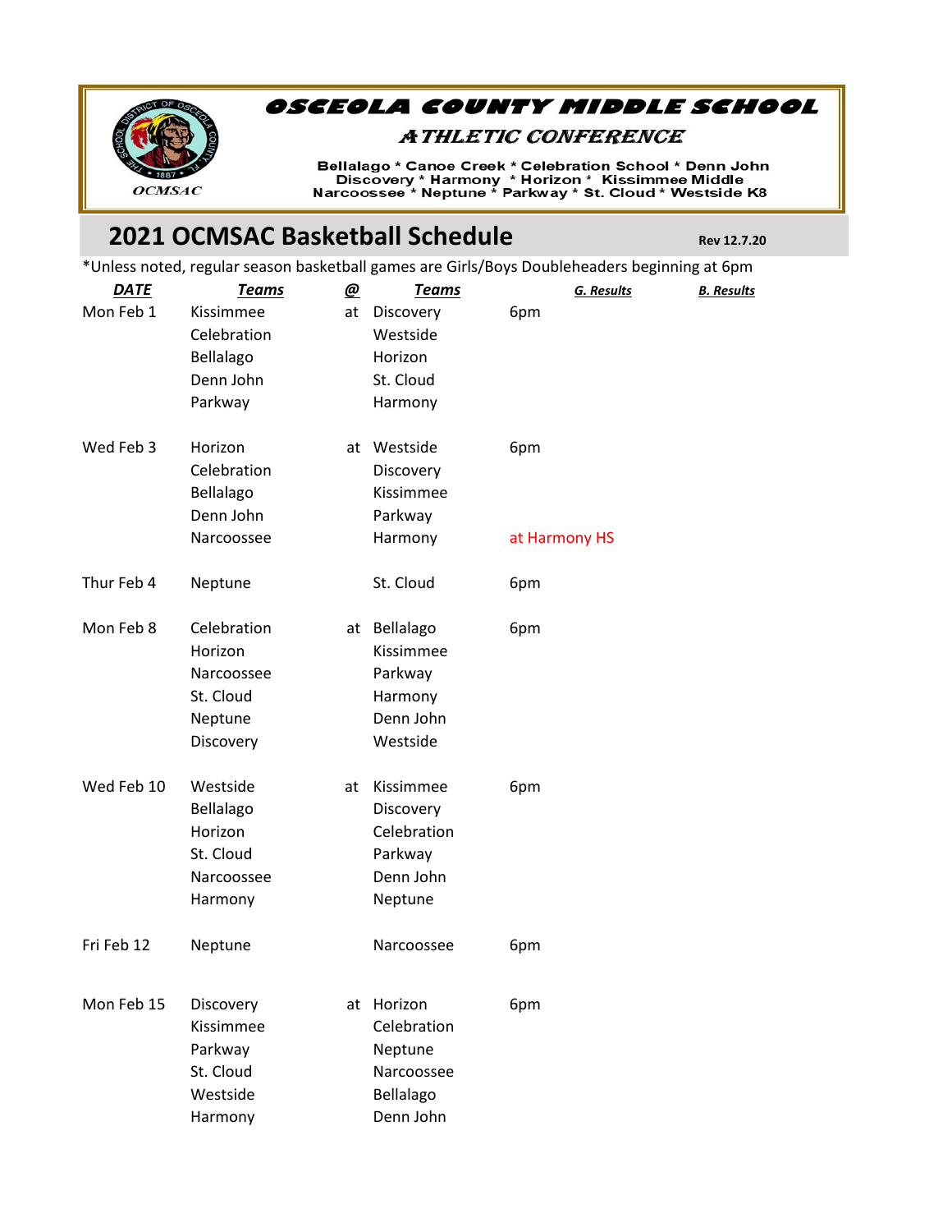# OSCEOLA COUNTY MIDDLE SCHOOL

## ATHLETIC CONFERENCE

Bellalago * Canoe Creek * Celebration School * Denn John
Discovery * Harmony * Horizon * Kissimmee Middle
Narcoossee * Neptune * Parkway * St. Cloud * Westside K8

OCMSAC

## 2021 OCMSAC Basketball Schedule

Rev 12.7.20

*Unless noted, regular season basketball games are Girls/Boys Doubleheaders beginning at 6pm

| DATE | Teams | @ | Teams | | G. Results | B. Results |
|---|---|---|---|---|---|---|
| Mon Feb 1 | Kissimmee | at | Discovery | 6pm | | |
| | Celebration | | Westside | | | |
| | Bellalago | | Horizon | | | |
| | Denn John | | St. Cloud | | | |
| | Parkway | | Harmony | | | |
| Wed Feb 3 | Horizon | at | Westside | 6pm | | |
| | Celebration | | Discovery | | | |
| | Bellalago | | Kissimmee | | | |
| | Denn John | | Parkway | | | |
| | Narcoossee | | Harmony | at Harmony HS | | |
| Thur Feb 4 | Neptune | | St. Cloud | 6pm | | |
| Mon Feb 8 | Celebration | at | Bellalago | 6pm | | |
| | Horizon | | Kissimmee | | | |
| | Narcoossee | | Parkway | | | |
| | St. Cloud | | Harmony | | | |
| | Neptune | | Denn John | | | |
| | Discovery | | Westside | | | |
| Wed Feb 10 | Westside | at | Kissimmee | 6pm | | |
| | Bellalago | | Discovery | | | |
| | Horizon | | Celebration | | | |
| | St. Cloud | | Parkway | | | |
| | Narcoossee | | Denn John | | | |
| | Harmony | | Neptune | | | |
| Fri Feb 12 | Neptune | | Narcoossee | 6pm | | |
| Mon Feb 15 | Discovery | at | Horizon | 6pm | | |
| | Kissimmee | | Celebration | | | |
| | Parkway | | Neptune | | | |
| | St. Cloud | | Narcoossee | | | |
| | Westside | | Bellalago | | | |
| | Harmony | | Denn John | | | |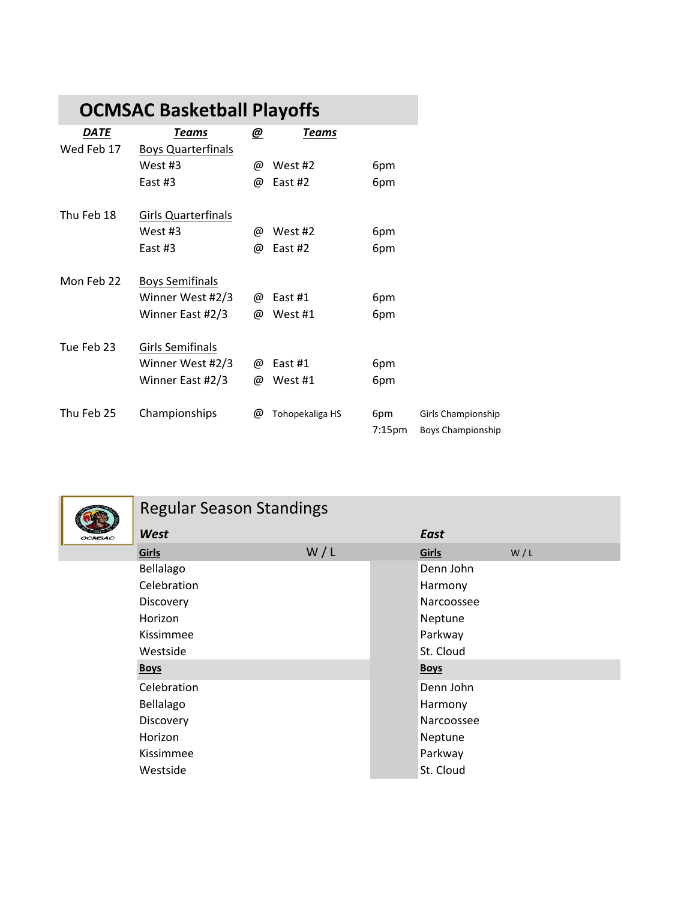# OCMSAC Basketball Playoffs

| ***DATE*** | ***Teams*** | ***@*** | ***Teams*** | | |
|---|---|---|---|---|---|
| Wed Feb 17 | Boys Quarterfinals | | | | |
| | West #3 | @ | West #2 | 6pm | |
| | East #3 | @ | East #2 | 6pm | |
| Thu Feb 18 | Girls Quarterfinals | | | | |
| | West #3 | @ | West #2 | 6pm | |
| | East #3 | @ | East #2 | 6pm | |
| Mon Feb 22 | Boys Semifinals | | | | |
| | Winner West #2/3 | @ | East #1 | 6pm | |
| | Winner East #2/3 | @ | West #1 | 6pm | |
| Tue Feb 23 | Girls Semifinals | | | | |
| | Winner West #2/3 | @ | East #1 | 6pm | |
| | Winner East #2/3 | @ | West #1 | 6pm | |
| Thu Feb 25 | Championships | @ | Tohopekaliga HS | 6pm | Girls Championship |
| | | | | 7:15pm | Boys Championship |

## Regular Season Standings

| ***West*** | | ***East*** | |
|---|---|---|---|
| **Girls** | W / L | **Girls** | W / L |
| Bellalago | | Denn John | |
| Celebration | | Harmony | |
| Discovery | | Narcoossee | |
| Horizon | | Neptune | |
| Kissimmee | | Parkway | |
| Westside | | St. Cloud | |
| **Boys** | | **Boys** | |
| Celebration | | Denn John | |
| Bellalago | | Harmony | |
| Discovery | | Narcoossee | |
| Horizon | | Neptune | |
| Kissimmee | | Parkway | |
| Westside | | St. Cloud | |